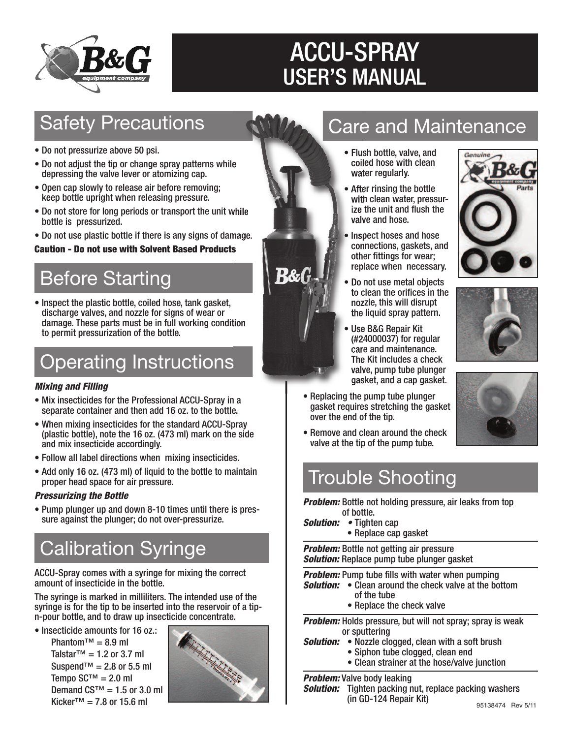# ACCU-SPRAY USER'S MANUAL

## Safety Precautions

- Do not pressurize above 50 psi.
- Do not adjust the tip or change spray patterns while depressing the valve lever or atomizing cap.
- Open cap slowly to release air before removing; keep bottle upright when releasing pressure.
- Do not store for long periods or transport the unit while bottle is pressurized.
- Do not use plastic bottle if there is any signs of damage.

**Caution - Do not use with Solvent Based Products**

## Before Starting

- Inspect the plastic bottle, coiled hose, tank gasket, discharge valves, and nozzle for signs of wear or damage. These parts must be in full working condition to permit pressurization of the bottle.

## Operating Instructions

***Mixing and Filling***

- Mix insecticides for the Professional ACCU-Spray in a separate container and then add 16 oz. to the bottle.
- When mixing insecticides for the standard ACCU-Spray (plastic bottle), note the 16 oz. (473 ml) mark on the side and mix insecticide accordingly.
- Follow all label directions when mixing insecticides.
- Add only 16 oz. (473 ml) of liquid to the bottle to maintain proper head space for air pressure.

***Pressurizing the Bottle***

- Pump plunger up and down 8-10 times until there is pressure against the plunger; do not over-pressurize.

## Calibration Syringe

ACCU-Spray comes with a syringe for mixing the correct amount of insecticide in the bottle.

The syringe is marked in milliliters. The intended use of the syringe is for the tip to be inserted into the reservoir of a tip-n-pour bottle, and to draw up insecticide concentrate.

- Insecticide amounts for 16 oz.:
  - Phantom™ = 8.9 ml
  - Talstar™ = 1.2 or 3.7 ml
  - Suspend™ = 2.8 or 5.5 ml
  - Tempo SC™ = 2.0 ml
  - Demand CS™ = 1.5 or 3.0 ml
  - Kicker™ = 7.8 or 15.6 ml

## Care and Maintenance

- Flush bottle, valve, and coiled hose with clean water regularly.
- After rinsing the bottle with clean water, pressurize the unit and flush the valve and hose.
- Inspect hoses and hose connections, gaskets, and other fittings for wear; replace when necessary.
- Do not use metal objects to clean the orifices in the nozzle, this will disrupt the liquid spray pattern.
- Use B&G Repair Kit (#24000037) for regular care and maintenance. The Kit includes a check valve, pump tube plunger gasket, and a cap gasket.
- Replacing the pump tube plunger gasket requires stretching the gasket over the end of the tip.
- Remove and clean around the check valve at the tip of the pump tube.

## Trouble Shooting

***Problem:*** Bottle not holding pressure, air leaks from top of bottle.
***Solution:***
- Tighten cap
- Replace cap gasket

***Problem:*** Bottle not getting air pressure
***Solution:*** Replace pump tube plunger gasket

***Problem:*** Pump tube fills with water when pumping
***Solution:***
- Clean around the check valve at the bottom of the tube
- Replace the check valve

***Problem:*** Holds pressure, but will not spray; spray is weak or sputtering
***Solution:***
- Nozzle clogged, clean with a soft brush
- Siphon tube clogged, clean end
- Clean strainer at the hose/valve junction

***Problem:*** Valve body leaking
***Solution:*** Tighten packing nut, replace packing washers (in GD-124 Repair Kit)

95138474 Rev 5/11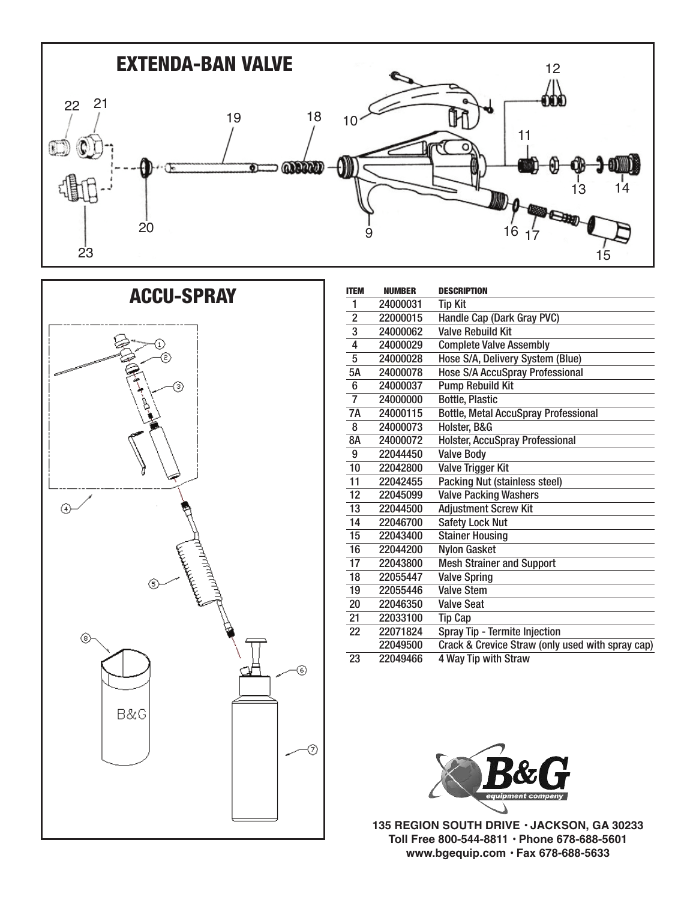## EXTENDA-BAN VALVE

## ACCU-SPRAY

| ITEM | NUMBER | DESCRIPTION |
|---|---|---|
| 1 | 24000031 | Tip Kit |
| 2 | 22000015 | Handle Cap (Dark Gray PVC) |
| 3 | 24000062 | Valve Rebuild Kit |
| 4 | 24000029 | Complete Valve Assembly |
| 5 | 24000028 | Hose S/A, Delivery System (Blue) |
| 5A | 24000078 | Hose S/A AccuSpray Professional |
| 6 | 24000037 | Pump Rebuild Kit |
| 7 | 24000000 | Bottle, Plastic |
| 7A | 24000115 | Bottle, Metal AccuSpray Professional |
| 8 | 24000073 | Holster, B&G |
| 8A | 24000072 | Holster, AccuSpray Professional |
| 9 | 22044450 | Valve Body |
| 10 | 22042800 | Valve Trigger Kit |
| 11 | 22042455 | Packing Nut (stainless steel) |
| 12 | 22045099 | Valve Packing Washers |
| 13 | 22044500 | Adjustment Screw Kit |
| 14 | 22046700 | Safety Lock Nut |
| 15 | 22043400 | Stainer Housing |
| 16 | 22044200 | Nylon Gasket |
| 17 | 22043800 | Mesh Strainer and Support |
| 18 | 22055447 | Valve Spring |
| 19 | 22055446 | Valve Stem |
| 20 | 22046350 | Valve Seat |
| 21 | 22033100 | Tip Cap |
| 22 | 22071824 | Spray Tip - Termite Injection |
| | 22049500 | Crack & Crevice Straw (only used with spray cap) |
| 23 | 22049466 | 4 Way Tip with Straw |

B&G equipment company

**135 REGION SOUTH DRIVE • JACKSON, GA 30233**
**Toll Free 800-544-8811 • Phone 678-688-5601**
**www.bgequip.com • Fax 678-688-5633**